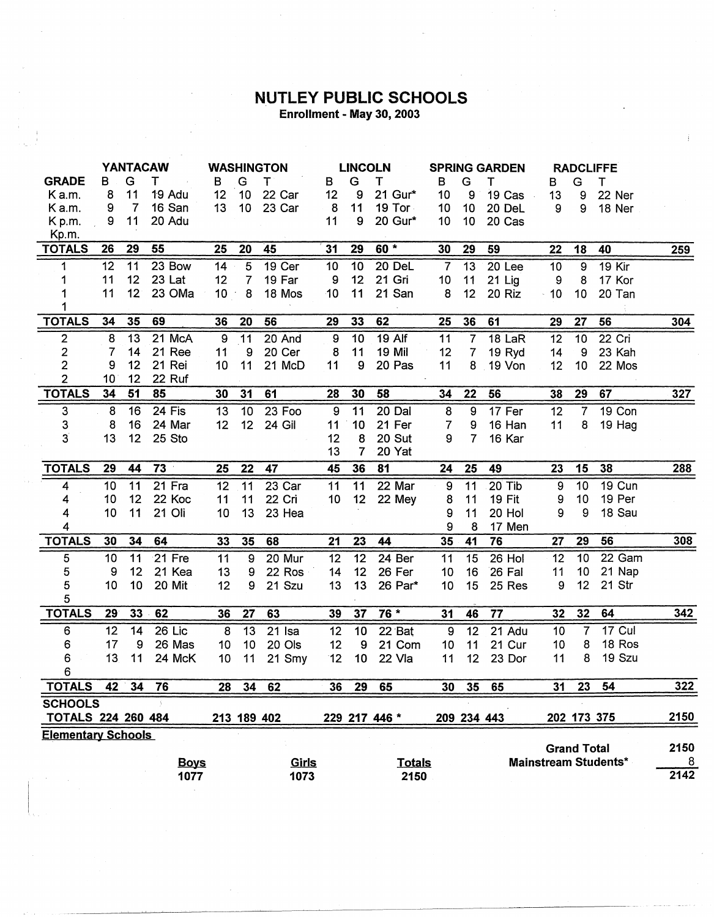# NUTLEY PUBLIC SCHOOLS

**Enrollment - May 30, 2003**

| GRADE | YANTACAW B | G | T | | WASHINGTON B | G | T | | LINCOLN B | G | T | | SPRING GARDEN B | G | T | | RADCLIFFE B | G | T | | |
|---|---|---|---|---|---|---|---|---|---|---|---|---|---|---|---|---|---|---|---|---|---|
| K a.m. | 8 | 11 | 19 | Adu | 12 | 10 | 22 | Car | 12 | 9 | 21 | Gur* | 10 | 9 | 19 | Cas | 13 | 9 | 22 | Ner | |
| K a.m. | 9 | 7 | 16 | San | 13 | 10 | 23 | Car | 8 | 11 | 19 | Tor | 10 | 10 | 20 | DeL | 9 | 9 | 18 | Ner | |
| K p.m. | 9 | 11 | 20 | Adu | | | | | 11 | 9 | 20 | Gur* | 10 | 10 | 20 | Cas | | | | | |
| Kp.m. | | | | | | | | | | | | | | | | | | | | | |
| **TOTALS** | **26** | **29** | **55** | | **25** | **20** | **45** | | **31** | **29** | **60 *** | | **30** | **29** | **59** | | **22** | **18** | **40** | | **259** |
| 1 | 12 | 11 | 23 | Bow | 14 | 5 | 19 | Cer | 10 | 10 | 20 | DeL | 7 | 13 | 20 | Lee | 10 | 9 | 19 | Kir | |
| 1 | 11 | 12 | 23 | Lat | 12 | 7 | 19 | Far | 9 | 12 | 21 | Gri | 10 | 11 | 21 | Lig | 9 | 8 | 17 | Kor | |
| 1 | 11 | 12 | 23 | OMa | 10 | 8 | 18 | Mos | 10 | 11 | 21 | San | 8 | 12 | 20 | Riz | 10 | 10 | 20 | Tan | |
| 1 | | | | | | | | | | | | | | | | | | | | | |
| **TOTALS** | **34** | **35** | **69** | | **36** | **20** | **56** | | **29** | **33** | **62** | | **25** | **36** | **61** | | **29** | **27** | **56** | | **304** |
| 2 | 8 | 13 | 21 | McA | 9 | 11 | 20 | And | 9 | 10 | 19 | Alf | 11 | 7 | 18 | LaR | 12 | 10 | 22 | Cri | |
| 2 | 7 | 14 | 21 | Ree | 11 | 9 | 20 | Cer | 8 | 11 | 19 | Mil | 12 | 7 | 19 | Ryd | 14 | 9 | 23 | Kah | |
| 2 | 9 | 12 | 21 | Rei | 10 | 11 | 21 | McD | 11 | 9 | 20 | Pas | 11 | 8 | 19 | Von | 12 | 10 | 22 | Mos | |
| 2 | 10 | 12 | 22 | Ruf | | | | | | | | | | | | | | | | | |
| **TOTALS** | **34** | **51** | **85** | | **30** | **31** | **61** | | **28** | **30** | **58** | | **34** | **22** | **56** | | **38** | **29** | **67** | | **327** |
| 3 | 8 | 16 | 24 | Fis | 13 | 10 | 23 | Foo | 9 | 11 | 20 | Dal | 8 | 9 | 17 | Fer | 12 | 7 | 19 | Con | |
| 3 | 8 | 16 | 24 | Mar | 12 | 12 | 24 | Gil | 11 | 10 | 21 | Fer | 7 | 9 | 16 | Han | 11 | 8 | 19 | Hag | |
| 3 | 13 | 12 | 25 | Sto | | | | | 12 | 8 | 20 | Sut | 9 | 7 | 16 | Kar | | | | | |
| | | | | | | | | | 13 | 7 | 20 | Yat | | | | | | | | | |
| **TOTALS** | **29** | **44** | **73** | | **25** | **22** | **47** | | **45** | **36** | **81** | | **24** | **25** | **49** | | **23** | **15** | **38** | | **288** |
| 4 | 10 | 11 | 21 | Fra | 12 | 11 | 23 | Car | 11 | 11 | 22 | Mar | 9 | 11 | 20 | Tib | 9 | 10 | 19 | Cun | |
| 4 | 10 | 12 | 22 | Koc | 11 | 11 | 22 | Cri | 10 | 12 | 22 | Mey | 8 | 11 | 19 | Fit | 9 | 10 | 19 | Per | |
| 4 | 10 | 11 | 21 | Oli | 10 | 13 | 23 | Hea | | | | | 9 | 11 | 20 | Hol | 9 | 9 | 18 | Sau | |
| 4 | | | | | | | | | | | | | 9 | 8 | 17 | Men | | | | | |
| **TOTALS** | **30** | **34** | **64** | | **33** | **35** | **68** | | **21** | **23** | **44** | | **35** | **41** | **76** | | **27** | **29** | **56** | | **308** |
| 5 | 10 | 11 | 21 | Fre | 11 | 9 | 20 | Mur | 12 | 12 | 24 | Ber | 11 | 15 | 26 | Hol | 12 | 10 | 22 | Gam | |
| 5 | 9 | 12 | 21 | Kea | 13 | 9 | 22 | Ros | 14 | 12 | 26 | Fer | 10 | 16 | 26 | Fal | 11 | 10 | 21 | Nap | |
| 5 | 10 | 10 | 20 | Mit | 12 | 9 | 21 | Szu | 13 | 13 | 26 | Par* | 10 | 15 | 25 | Res | 9 | 12 | 21 | Str | |
| 5 | | | | | | | | | | | | | | | | | | | | | |
| **TOTALS** | **29** | **33** | **62** | | **36** | **27** | **63** | | **39** | **37** | **76 *** | | **31** | **46** | **77** | | **32** | **32** | **64** | | **342** |
| 6 | 12 | 14 | 26 | Lic | 8 | 13 | 21 | Isa | 12 | 10 | 22 | Bat | 9 | 12 | 21 | Adu | 10 | 7 | 17 | Cul | |
| 6 | 17 | 9 | 26 | Mas | 10 | 10 | 20 | Ols | 12 | 9 | 21 | Com | 10 | 11 | 21 | Cur | 10 | 8 | 18 | Ros | |
| 6 | 13 | 11 | 24 | McK | 10 | 11 | 21 | Smy | 12 | 10 | 22 | Vla | 11 | 12 | 23 | Dor | 11 | 8 | 19 | Szu | |
| 6 | | | | | | | | | | | | | | | | | | | | | |
| **TOTALS** | **42** | **34** | **76** | | **28** | **34** | **62** | | **36** | **29** | **65** | | **30** | **35** | **65** | | **31** | **23** | **54** | | **322** |
| **SCHOOLS TOTALS** | **224** | **260** | **484** | | **213** | **189** | **402** | | **229** | **217** | **446 *** | | **209** | **234** | **443** | | **202** | **173** | **375** | | **2150** |

**Elementary Schools**

| Boys | Girls | Totals |
|---|---|---|
| 1077 | 1073 | 2150 |

| | |
|---|---|
| **Grand Total** | **2150** |
| **Mainstream Students*** | **8** |
| | **2142** |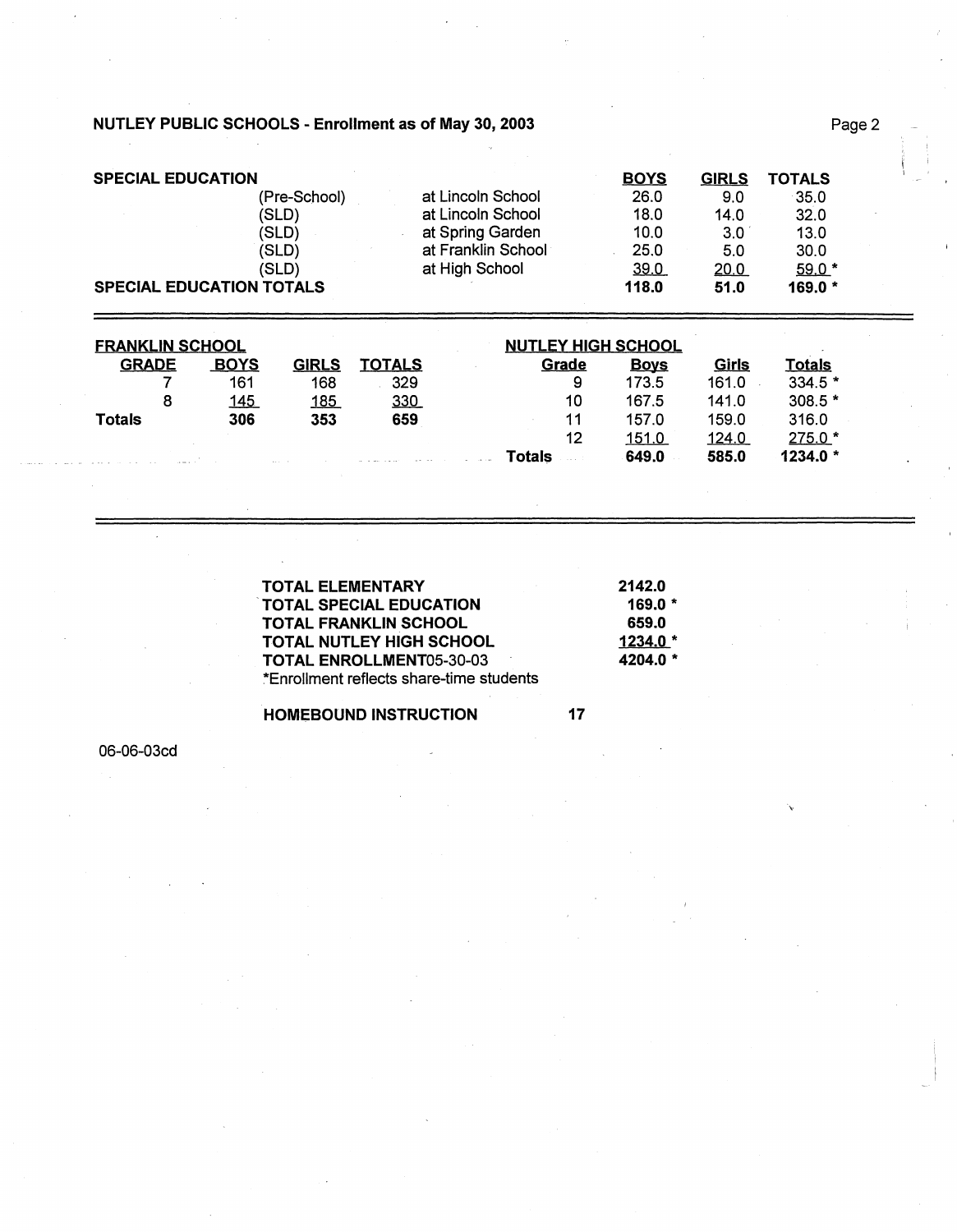NUTLEY PUBLIC SCHOOLS - Enrollment as of May 30, 2003

| SPECIAL EDUCATION | | | BOYS | GIRLS | TOTALS |
|---|---|---|---|---|---|
| | (Pre-School) | at Lincoln School | 26.0 | 9.0 | 35.0 |
| | (SLD) | at Lincoln School | 18.0 | 14.0 | 32.0 |
| | (SLD) | at Spring Garden | 10.0 | 3.0 | 13.0 |
| | (SLD) | at Franklin School | 25.0 | 5.0 | 30.0 |
| | (SLD) | at High School | 39.0 | 20.0 | 59.0 * |
| **SPECIAL EDUCATION TOTALS** | | | **118.0** | **51.0** | **169.0 *** |

**FRANKLIN SCHOOL**

| GRADE | BOYS | GIRLS | TOTALS |
|---|---|---|---|
| 7 | 161 | 168 | 329 |
| 8 | 145 | 185 | 330 |
| **Totals** | **306** | **353** | **659** |

**NUTLEY HIGH SCHOOL**

| Grade | Boys | Girls | Totals |
|---|---|---|---|
| 9 | 173.5 | 161.0 | 334.5 * |
| 10 | 167.5 | 141.0 | 308.5 * |
| 11 | 157.0 | 159.0 | 316.0 |
| 12 | 151.0 | 124.0 | 275.0 * |
| **Totals** | **649.0** | **585.0** | **1234.0 *** |

| | |
|---|---|
| **TOTAL ELEMENTARY** | **2142.0** |
| **TOTAL SPECIAL EDUCATION** | **169.0 *** |
| **TOTAL FRANKLIN SCHOOL** | **659.0** |
| **TOTAL NUTLEY HIGH SCHOOL** | **1234.0 *** |
| **TOTAL ENROLLMENT**05-30-03 | **4204.0 *** |

*Enrollment reflects share-time students

**HOMEBOUND INSTRUCTION** **17**

06-06-03cd